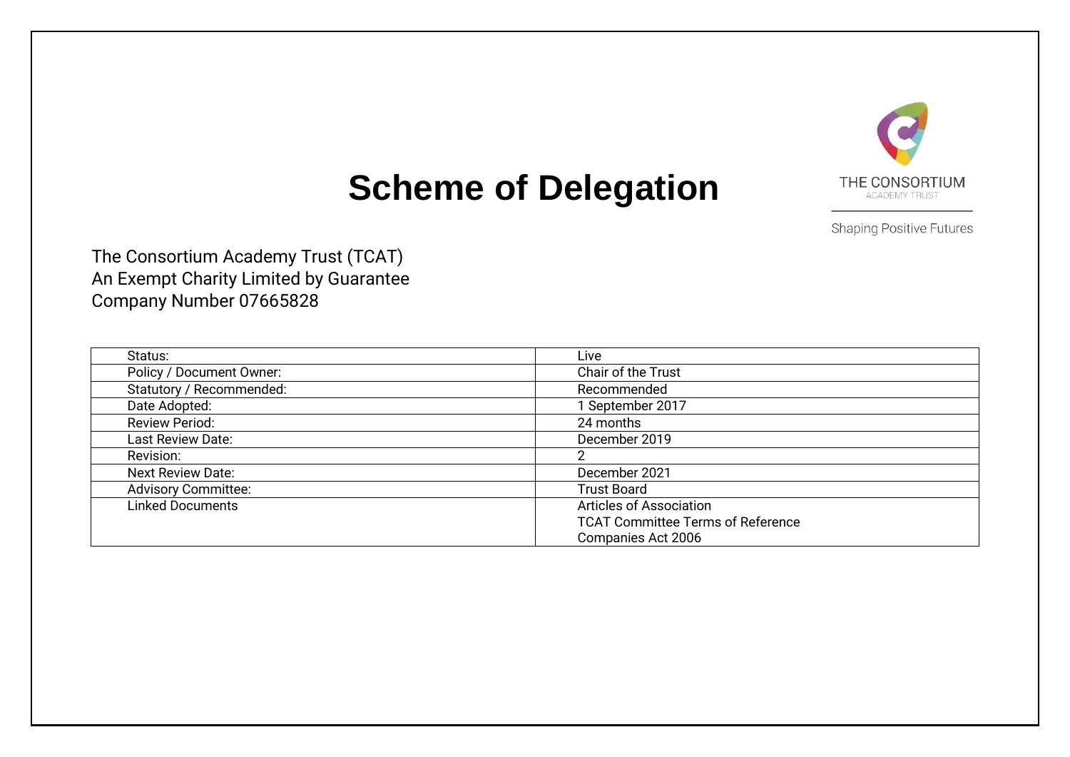# Scheme of Delegation

THE CONSORTIUM
ACADEMY TRUST

Shaping Positive Futures

The Consortium Academy Trust (TCAT)
An Exempt Charity Limited by Guarantee
Company Number 07665828

| | |
|---|---|
| Status: | Live |
| Policy / Document Owner: | Chair of the Trust |
| Statutory / Recommended: | Recommended |
| Date Adopted: | 1 September 2017 |
| Review Period: | 24 months |
| Last Review Date: | December 2019 |
| Revision: | 2 |
| Next Review Date: | December 2021 |
| Advisory Committee: | Trust Board |
| Linked Documents | Articles of Association<br>TCAT Committee Terms of Reference<br>Companies Act 2006 |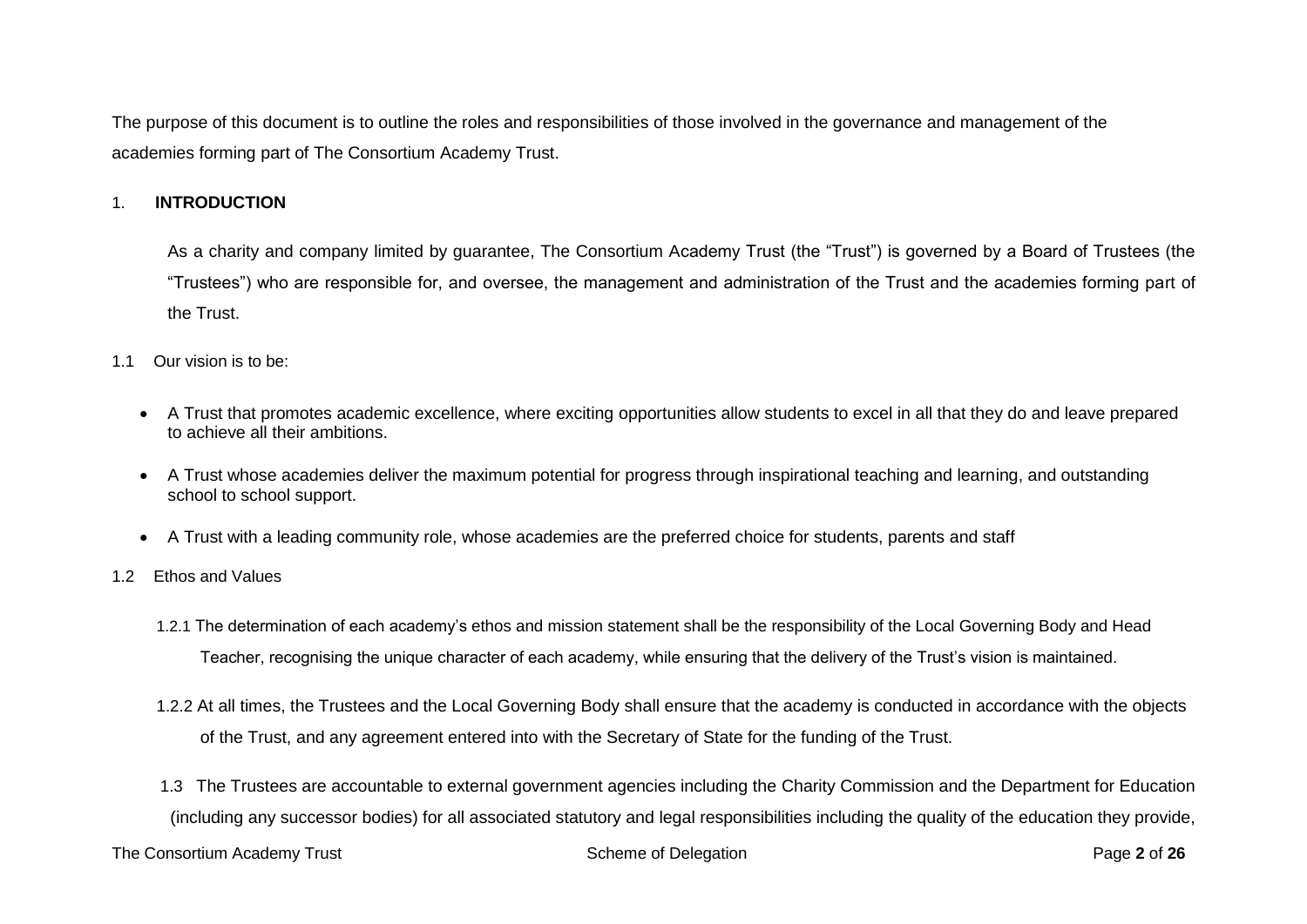The purpose of this document is to outline the roles and responsibilities of those involved in the governance and management of the academies forming part of The Consortium Academy Trust.

## 1. INTRODUCTION

As a charity and company limited by guarantee, The Consortium Academy Trust (the "Trust") is governed by a Board of Trustees (the "Trustees") who are responsible for, and oversee, the management and administration of the Trust and the academies forming part of the Trust.

1.1 Our vision is to be:

- A Trust that promotes academic excellence, where exciting opportunities allow students to excel in all that they do and leave prepared to achieve all their ambitions.
- A Trust whose academies deliver the maximum potential for progress through inspirational teaching and learning, and outstanding school to school support.
- A Trust with a leading community role, whose academies are the preferred choice for students, parents and staff

1.2 Ethos and Values

1.2.1 The determination of each academy's ethos and mission statement shall be the responsibility of the Local Governing Body and Head Teacher, recognising the unique character of each academy, while ensuring that the delivery of the Trust's vision is maintained.

1.2.2 At all times, the Trustees and the Local Governing Body shall ensure that the academy is conducted in accordance with the objects of the Trust, and any agreement entered into with the Secretary of State for the funding of the Trust.

1.3 The Trustees are accountable to external government agencies including the Charity Commission and the Department for Education (including any successor bodies) for all associated statutory and legal responsibilities including the quality of the education they provide,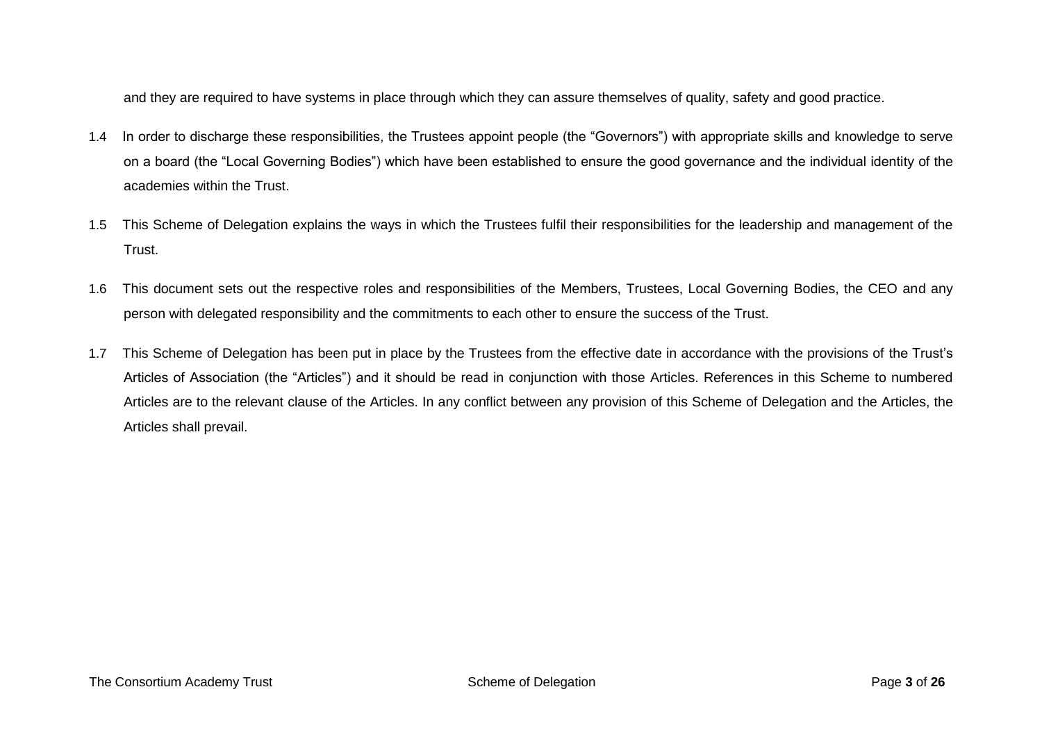and they are required to have systems in place through which they can assure themselves of quality, safety and good practice.

1.4 In order to discharge these responsibilities, the Trustees appoint people (the "Governors") with appropriate skills and knowledge to serve on a board (the "Local Governing Bodies") which have been established to ensure the good governance and the individual identity of the academies within the Trust.

1.5 This Scheme of Delegation explains the ways in which the Trustees fulfil their responsibilities for the leadership and management of the Trust.

1.6 This document sets out the respective roles and responsibilities of the Members, Trustees, Local Governing Bodies, the CEO and any person with delegated responsibility and the commitments to each other to ensure the success of the Trust.

1.7 This Scheme of Delegation has been put in place by the Trustees from the effective date in accordance with the provisions of the Trust's Articles of Association (the "Articles") and it should be read in conjunction with those Articles. References in this Scheme to numbered Articles are to the relevant clause of the Articles. In any conflict between any provision of this Scheme of Delegation and the Articles, the Articles shall prevail.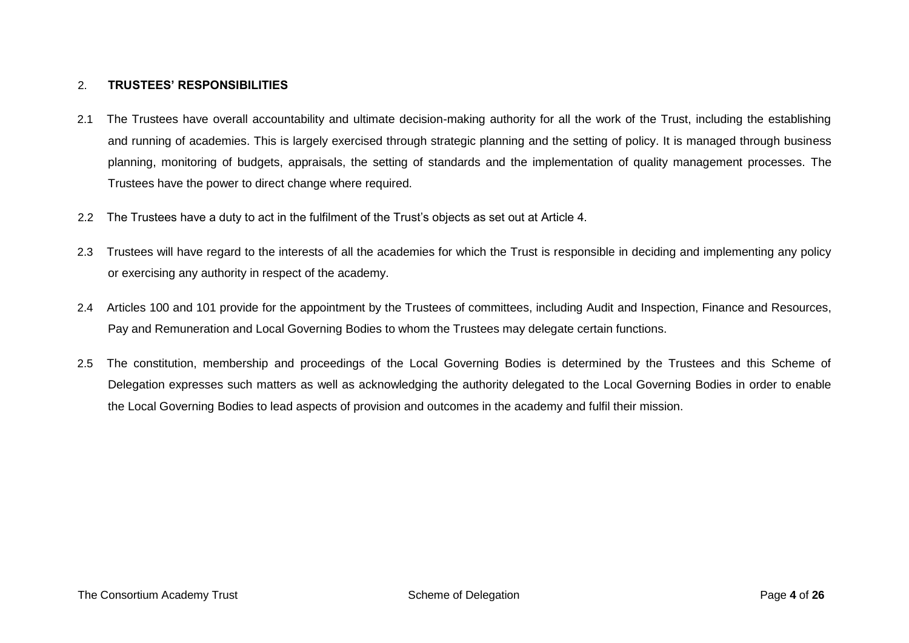## 2. TRUSTEES' RESPONSIBILITIES

2.1 The Trustees have overall accountability and ultimate decision-making authority for all the work of the Trust, including the establishing and running of academies. This is largely exercised through strategic planning and the setting of policy. It is managed through business planning, monitoring of budgets, appraisals, the setting of standards and the implementation of quality management processes. The Trustees have the power to direct change where required.

2.2 The Trustees have a duty to act in the fulfilment of the Trust's objects as set out at Article 4.

2.3 Trustees will have regard to the interests of all the academies for which the Trust is responsible in deciding and implementing any policy or exercising any authority in respect of the academy.

2.4 Articles 100 and 101 provide for the appointment by the Trustees of committees, including Audit and Inspection, Finance and Resources, Pay and Remuneration and Local Governing Bodies to whom the Trustees may delegate certain functions.

2.5 The constitution, membership and proceedings of the Local Governing Bodies is determined by the Trustees and this Scheme of Delegation expresses such matters as well as acknowledging the authority delegated to the Local Governing Bodies in order to enable the Local Governing Bodies to lead aspects of provision and outcomes in the academy and fulfil their mission.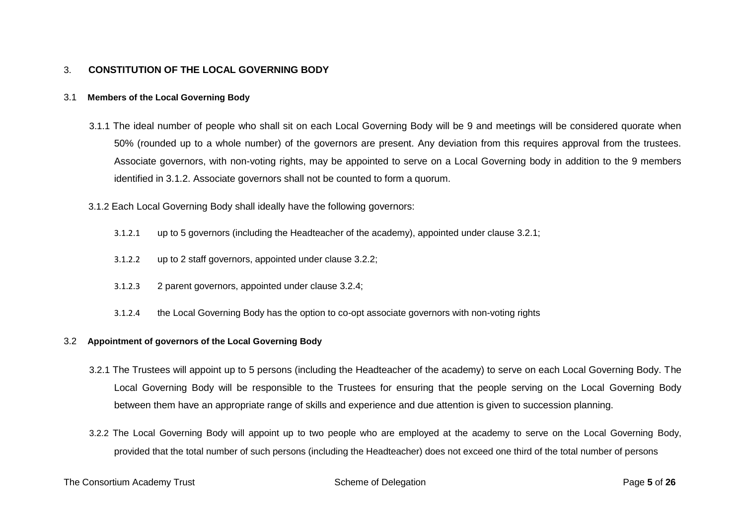## 3. CONSTITUTION OF THE LOCAL GOVERNING BODY

### 3.1 Members of the Local Governing Body

3.1.1 The ideal number of people who shall sit on each Local Governing Body will be 9 and meetings will be considered quorate when 50% (rounded up to a whole number) of the governors are present. Any deviation from this requires approval from the trustees. Associate governors, with non-voting rights, may be appointed to serve on a Local Governing body in addition to the 9 members identified in 3.1.2. Associate governors shall not be counted to form a quorum.

3.1.2 Each Local Governing Body shall ideally have the following governors:

3.1.2.1 up to 5 governors (including the Headteacher of the academy), appointed under clause 3.2.1;

3.1.2.2 up to 2 staff governors, appointed under clause 3.2.2;

3.1.2.3 2 parent governors, appointed under clause 3.2.4;

3.1.2.4 the Local Governing Body has the option to co-opt associate governors with non-voting rights

### 3.2 Appointment of governors of the Local Governing Body

3.2.1 The Trustees will appoint up to 5 persons (including the Headteacher of the academy) to serve on each Local Governing Body. The Local Governing Body will be responsible to the Trustees for ensuring that the people serving on the Local Governing Body between them have an appropriate range of skills and experience and due attention is given to succession planning.

3.2.2 The Local Governing Body will appoint up to two people who are employed at the academy to serve on the Local Governing Body, provided that the total number of such persons (including the Headteacher) does not exceed one third of the total number of persons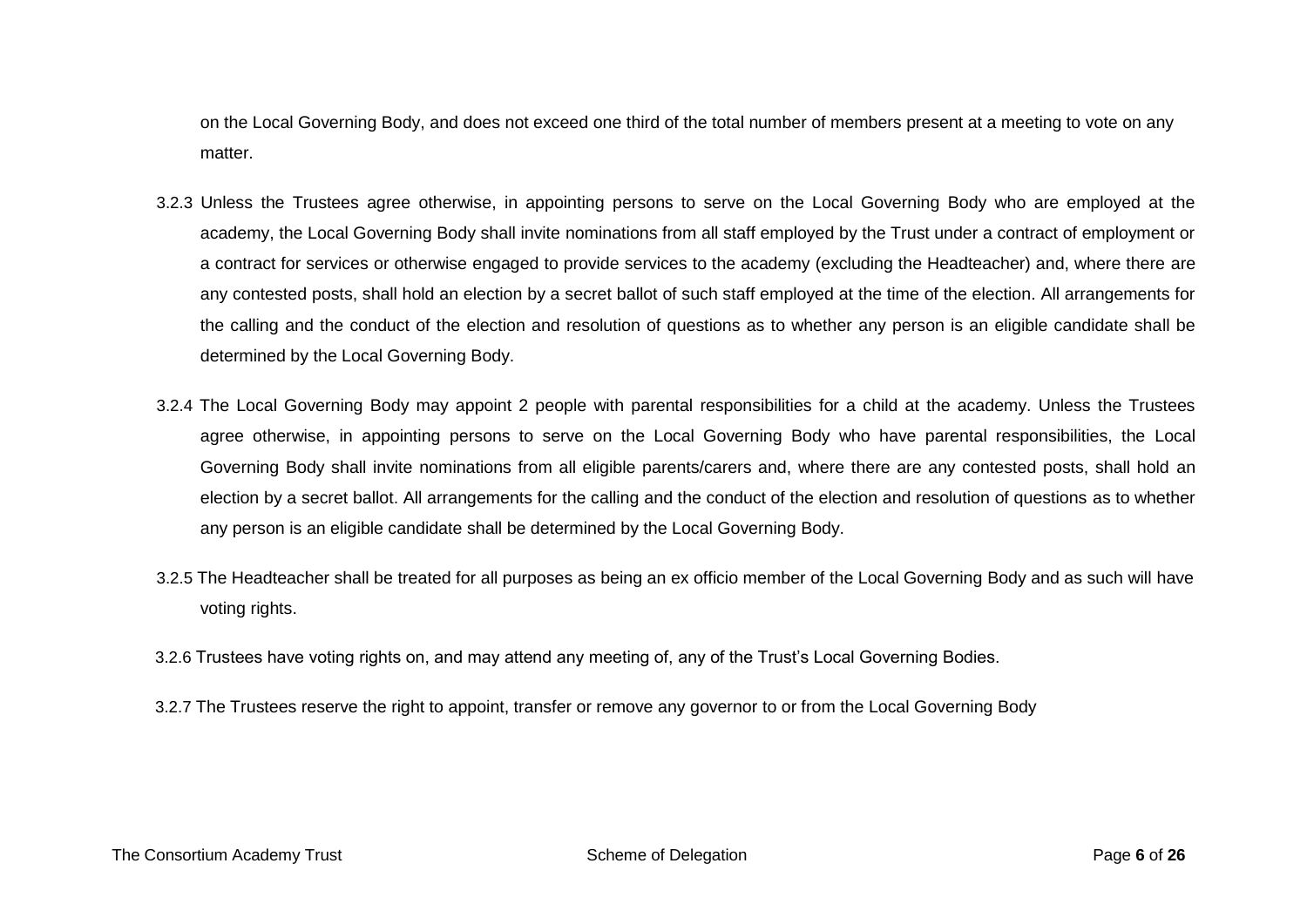on the Local Governing Body, and does not exceed one third of the total number of members present at a meeting to vote on any matter.

3.2.3 Unless the Trustees agree otherwise, in appointing persons to serve on the Local Governing Body who are employed at the academy, the Local Governing Body shall invite nominations from all staff employed by the Trust under a contract of employment or a contract for services or otherwise engaged to provide services to the academy (excluding the Headteacher) and, where there are any contested posts, shall hold an election by a secret ballot of such staff employed at the time of the election. All arrangements for the calling and the conduct of the election and resolution of questions as to whether any person is an eligible candidate shall be determined by the Local Governing Body.

3.2.4 The Local Governing Body may appoint 2 people with parental responsibilities for a child at the academy. Unless the Trustees agree otherwise, in appointing persons to serve on the Local Governing Body who have parental responsibilities, the Local Governing Body shall invite nominations from all eligible parents/carers and, where there are any contested posts, shall hold an election by a secret ballot. All arrangements for the calling and the conduct of the election and resolution of questions as to whether any person is an eligible candidate shall be determined by the Local Governing Body.

3.2.5 The Headteacher shall be treated for all purposes as being an ex officio member of the Local Governing Body and as such will have voting rights.

3.2.6 Trustees have voting rights on, and may attend any meeting of, any of the Trust's Local Governing Bodies.

3.2.7 The Trustees reserve the right to appoint, transfer or remove any governor to or from the Local Governing Body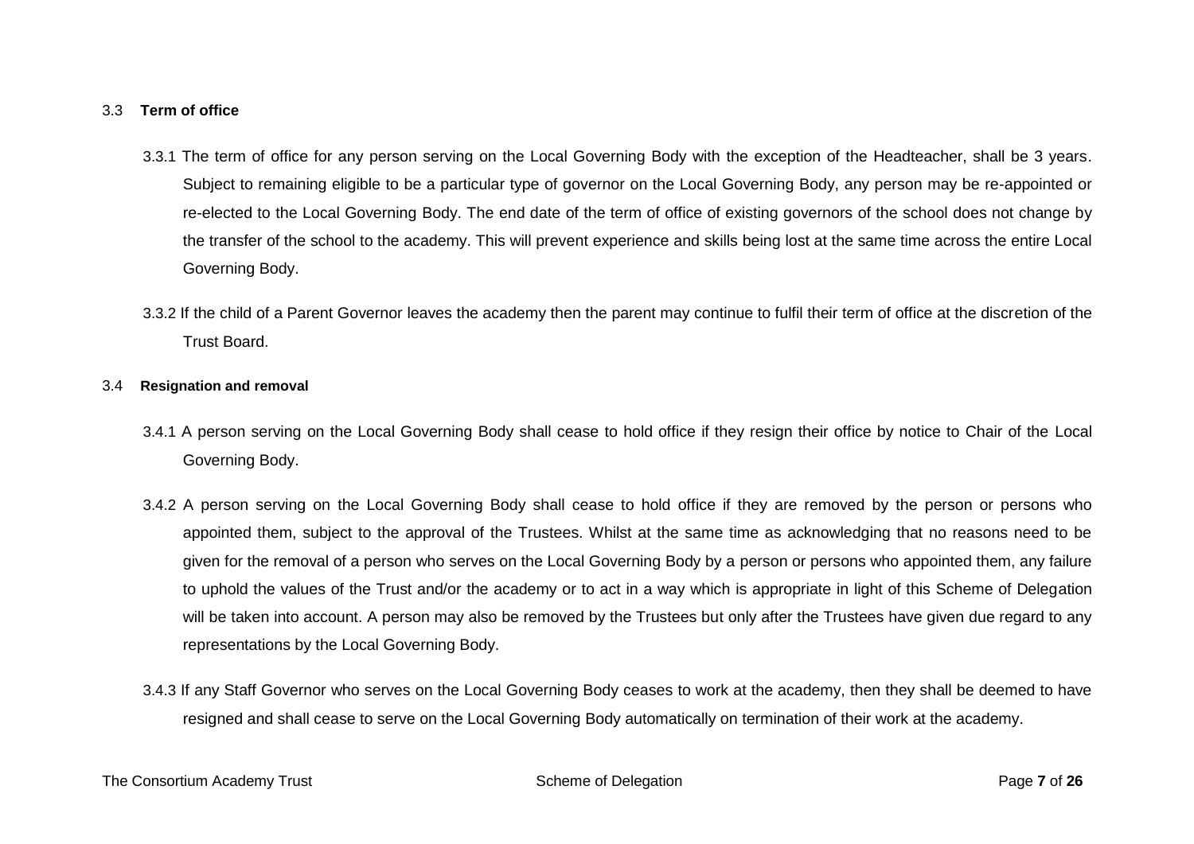### 3.3 **Term of office**

3.3.1 The term of office for any person serving on the Local Governing Body with the exception of the Headteacher, shall be 3 years. Subject to remaining eligible to be a particular type of governor on the Local Governing Body, any person may be re-appointed or re-elected to the Local Governing Body. The end date of the term of office of existing governors of the school does not change by the transfer of the school to the academy. This will prevent experience and skills being lost at the same time across the entire Local Governing Body.

3.3.2 If the child of a Parent Governor leaves the academy then the parent may continue to fulfil their term of office at the discretion of the Trust Board.

### 3.4 **Resignation and removal**

3.4.1 A person serving on the Local Governing Body shall cease to hold office if they resign their office by notice to Chair of the Local Governing Body.

3.4.2 A person serving on the Local Governing Body shall cease to hold office if they are removed by the person or persons who appointed them, subject to the approval of the Trustees. Whilst at the same time as acknowledging that no reasons need to be given for the removal of a person who serves on the Local Governing Body by a person or persons who appointed them, any failure to uphold the values of the Trust and/or the academy or to act in a way which is appropriate in light of this Scheme of Delegation will be taken into account. A person may also be removed by the Trustees but only after the Trustees have given due regard to any representations by the Local Governing Body.

3.4.3 If any Staff Governor who serves on the Local Governing Body ceases to work at the academy, then they shall be deemed to have resigned and shall cease to serve on the Local Governing Body automatically on termination of their work at the academy.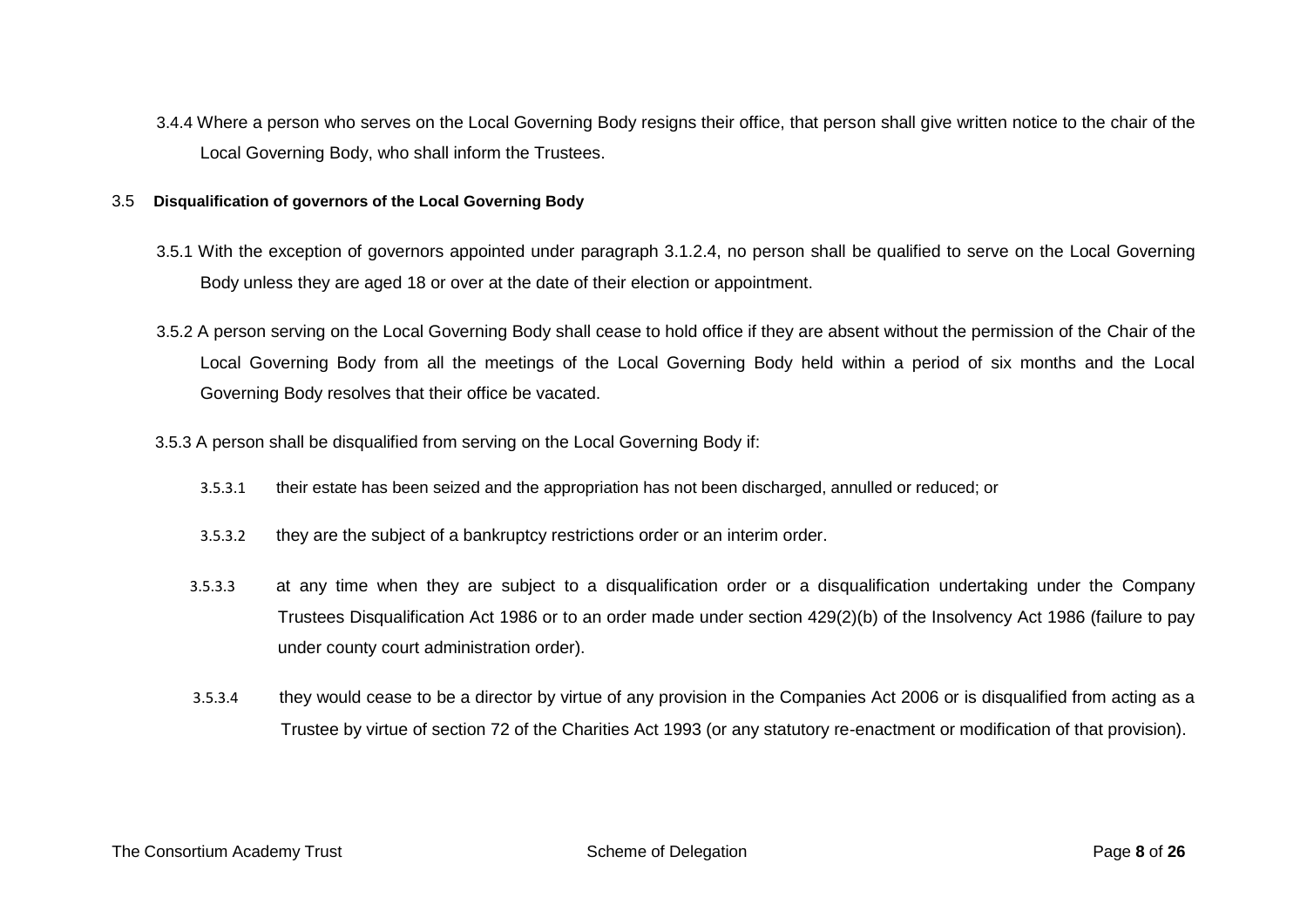3.4.4 Where a person who serves on the Local Governing Body resigns their office, that person shall give written notice to the chair of the Local Governing Body, who shall inform the Trustees.

### 3.5 Disqualification of governors of the Local Governing Body

3.5.1 With the exception of governors appointed under paragraph 3.1.2.4, no person shall be qualified to serve on the Local Governing Body unless they are aged 18 or over at the date of their election or appointment.

3.5.2 A person serving on the Local Governing Body shall cease to hold office if they are absent without the permission of the Chair of the Local Governing Body from all the meetings of the Local Governing Body held within a period of six months and the Local Governing Body resolves that their office be vacated.

3.5.3 A person shall be disqualified from serving on the Local Governing Body if:

3.5.3.1 their estate has been seized and the appropriation has not been discharged, annulled or reduced; or

3.5.3.2 they are the subject of a bankruptcy restrictions order or an interim order.

3.5.3.3 at any time when they are subject to a disqualification order or a disqualification undertaking under the Company Trustees Disqualification Act 1986 or to an order made under section 429(2)(b) of the Insolvency Act 1986 (failure to pay under county court administration order).

3.5.3.4 they would cease to be a director by virtue of any provision in the Companies Act 2006 or is disqualified from acting as a Trustee by virtue of section 72 of the Charities Act 1993 (or any statutory re-enactment or modification of that provision).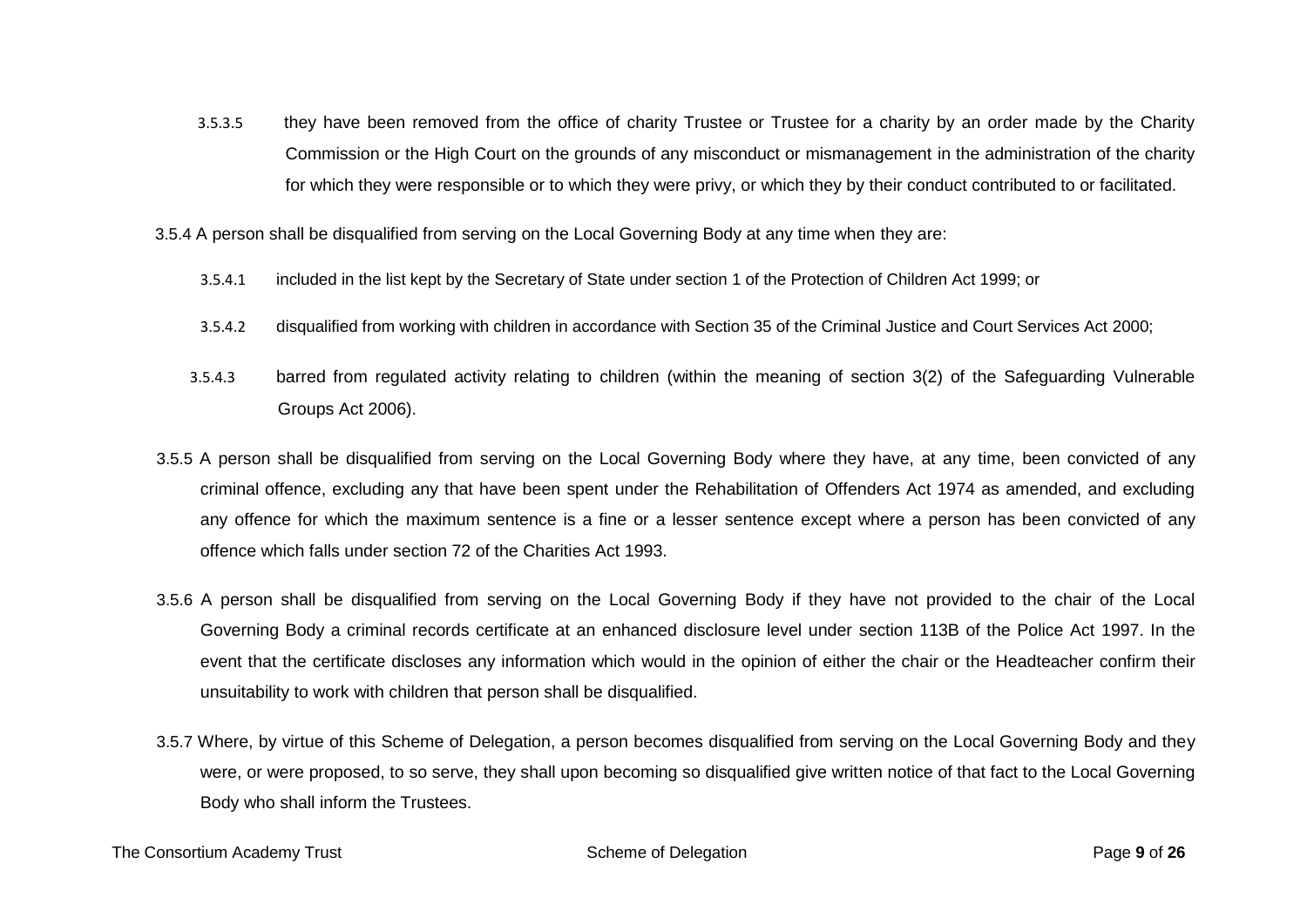3.5.3.5 they have been removed from the office of charity Trustee or Trustee for a charity by an order made by the Charity Commission or the High Court on the grounds of any misconduct or mismanagement in the administration of the charity for which they were responsible or to which they were privy, or which they by their conduct contributed to or facilitated.

3.5.4 A person shall be disqualified from serving on the Local Governing Body at any time when they are:

3.5.4.1 included in the list kept by the Secretary of State under section 1 of the Protection of Children Act 1999; or

3.5.4.2 disqualified from working with children in accordance with Section 35 of the Criminal Justice and Court Services Act 2000;

3.5.4.3 barred from regulated activity relating to children (within the meaning of section 3(2) of the Safeguarding Vulnerable Groups Act 2006).

3.5.5 A person shall be disqualified from serving on the Local Governing Body where they have, at any time, been convicted of any criminal offence, excluding any that have been spent under the Rehabilitation of Offenders Act 1974 as amended, and excluding any offence for which the maximum sentence is a fine or a lesser sentence except where a person has been convicted of any offence which falls under section 72 of the Charities Act 1993.

3.5.6 A person shall be disqualified from serving on the Local Governing Body if they have not provided to the chair of the Local Governing Body a criminal records certificate at an enhanced disclosure level under section 113B of the Police Act 1997. In the event that the certificate discloses any information which would in the opinion of either the chair or the Headteacher confirm their unsuitability to work with children that person shall be disqualified.

3.5.7 Where, by virtue of this Scheme of Delegation, a person becomes disqualified from serving on the Local Governing Body and they were, or were proposed, to so serve, they shall upon becoming so disqualified give written notice of that fact to the Local Governing Body who shall inform the Trustees.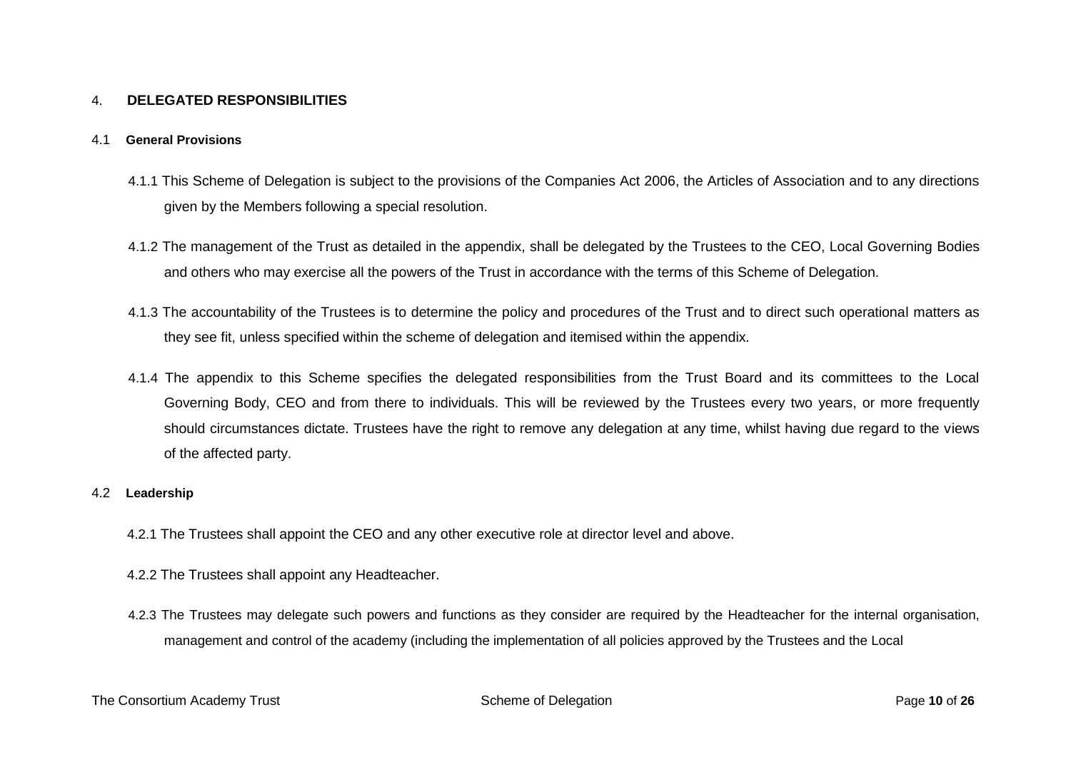## 4. DELEGATED RESPONSIBILITIES

### 4.1 General Provisions

4.1.1 This Scheme of Delegation is subject to the provisions of the Companies Act 2006, the Articles of Association and to any directions given by the Members following a special resolution.

4.1.2 The management of the Trust as detailed in the appendix, shall be delegated by the Trustees to the CEO, Local Governing Bodies and others who may exercise all the powers of the Trust in accordance with the terms of this Scheme of Delegation.

4.1.3 The accountability of the Trustees is to determine the policy and procedures of the Trust and to direct such operational matters as they see fit, unless specified within the scheme of delegation and itemised within the appendix.

4.1.4 The appendix to this Scheme specifies the delegated responsibilities from the Trust Board and its committees to the Local Governing Body, CEO and from there to individuals. This will be reviewed by the Trustees every two years, or more frequently should circumstances dictate. Trustees have the right to remove any delegation at any time, whilst having due regard to the views of the affected party.

### 4.2 Leadership

4.2.1 The Trustees shall appoint the CEO and any other executive role at director level and above.

4.2.2 The Trustees shall appoint any Headteacher.

4.2.3 The Trustees may delegate such powers and functions as they consider are required by the Headteacher for the internal organisation, management and control of the academy (including the implementation of all policies approved by the Trustees and the Local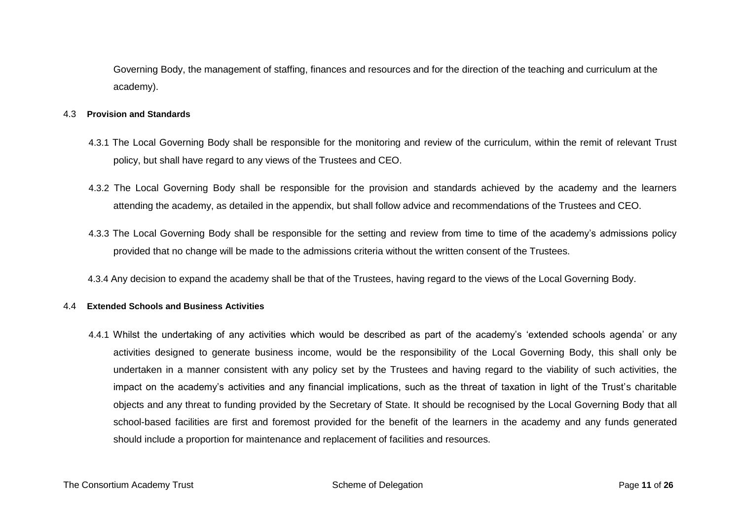Governing Body, the management of staffing, finances and resources and for the direction of the teaching and curriculum at the academy).

### 4.3 Provision and Standards

4.3.1 The Local Governing Body shall be responsible for the monitoring and review of the curriculum, within the remit of relevant Trust policy, but shall have regard to any views of the Trustees and CEO.

4.3.2 The Local Governing Body shall be responsible for the provision and standards achieved by the academy and the learners attending the academy, as detailed in the appendix, but shall follow advice and recommendations of the Trustees and CEO.

4.3.3 The Local Governing Body shall be responsible for the setting and review from time to time of the academy's admissions policy provided that no change will be made to the admissions criteria without the written consent of the Trustees.

4.3.4 Any decision to expand the academy shall be that of the Trustees, having regard to the views of the Local Governing Body.

### 4.4 Extended Schools and Business Activities

4.4.1 Whilst the undertaking of any activities which would be described as part of the academy's 'extended schools agenda' or any activities designed to generate business income, would be the responsibility of the Local Governing Body, this shall only be undertaken in a manner consistent with any policy set by the Trustees and having regard to the viability of such activities, the impact on the academy's activities and any financial implications, such as the threat of taxation in light of the Trust's charitable objects and any threat to funding provided by the Secretary of State. It should be recognised by the Local Governing Body that all school-based facilities are first and foremost provided for the benefit of the learners in the academy and any funds generated should include a proportion for maintenance and replacement of facilities and resources.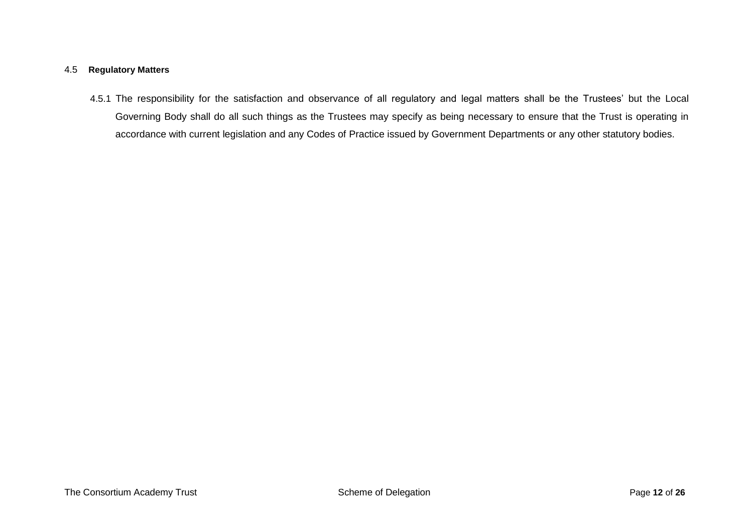### 4.5 Regulatory Matters

4.5.1 The responsibility for the satisfaction and observance of all regulatory and legal matters shall be the Trustees' but the Local Governing Body shall do all such things as the Trustees may specify as being necessary to ensure that the Trust is operating in accordance with current legislation and any Codes of Practice issued by Government Departments or any other statutory bodies.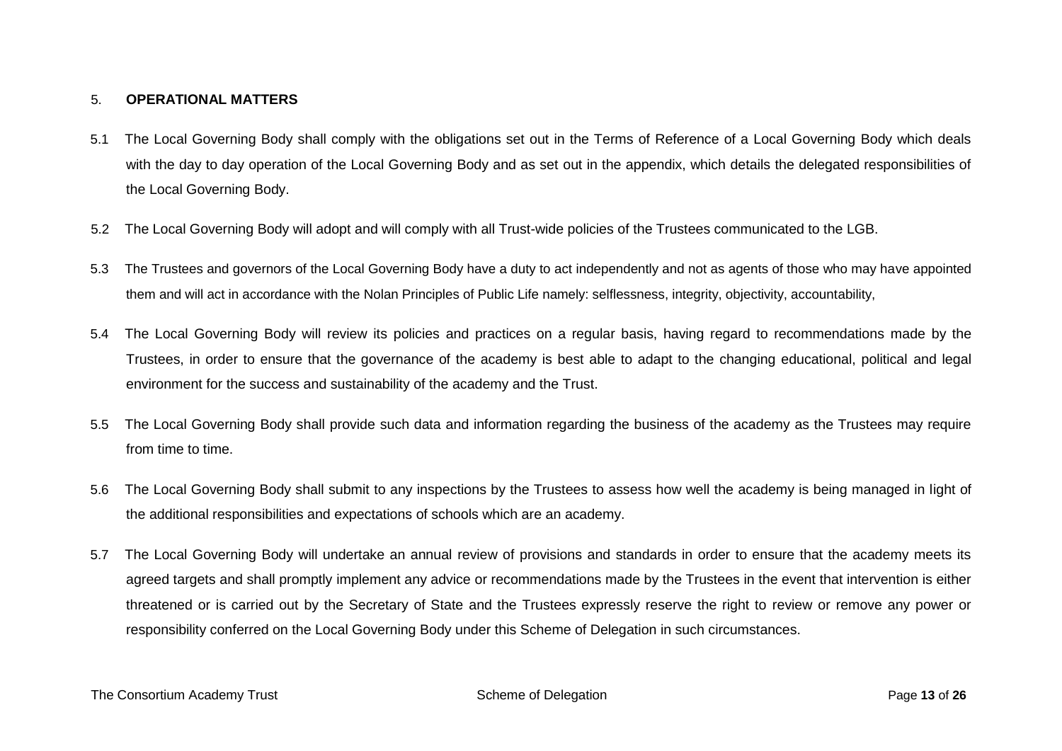## 5. OPERATIONAL MATTERS

5.1 The Local Governing Body shall comply with the obligations set out in the Terms of Reference of a Local Governing Body which deals with the day to day operation of the Local Governing Body and as set out in the appendix, which details the delegated responsibilities of the Local Governing Body.

5.2 The Local Governing Body will adopt and will comply with all Trust-wide policies of the Trustees communicated to the LGB.

5.3 The Trustees and governors of the Local Governing Body have a duty to act independently and not as agents of those who may have appointed them and will act in accordance with the Nolan Principles of Public Life namely: selflessness, integrity, objectivity, accountability,

5.4 The Local Governing Body will review its policies and practices on a regular basis, having regard to recommendations made by the Trustees, in order to ensure that the governance of the academy is best able to adapt to the changing educational, political and legal environment for the success and sustainability of the academy and the Trust.

5.5 The Local Governing Body shall provide such data and information regarding the business of the academy as the Trustees may require from time to time.

5.6 The Local Governing Body shall submit to any inspections by the Trustees to assess how well the academy is being managed in light of the additional responsibilities and expectations of schools which are an academy.

5.7 The Local Governing Body will undertake an annual review of provisions and standards in order to ensure that the academy meets its agreed targets and shall promptly implement any advice or recommendations made by the Trustees in the event that intervention is either threatened or is carried out by the Secretary of State and the Trustees expressly reserve the right to review or remove any power or responsibility conferred on the Local Governing Body under this Scheme of Delegation in such circumstances.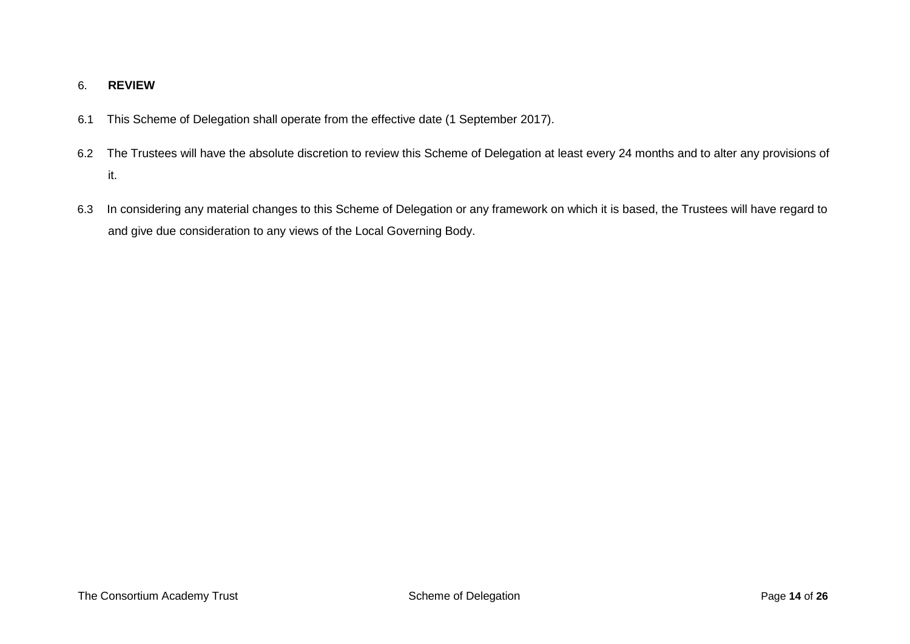## 6. REVIEW

6.1 This Scheme of Delegation shall operate from the effective date (1 September 2017).

6.2 The Trustees will have the absolute discretion to review this Scheme of Delegation at least every 24 months and to alter any provisions of it.

6.3 In considering any material changes to this Scheme of Delegation or any framework on which it is based, the Trustees will have regard to and give due consideration to any views of the Local Governing Body.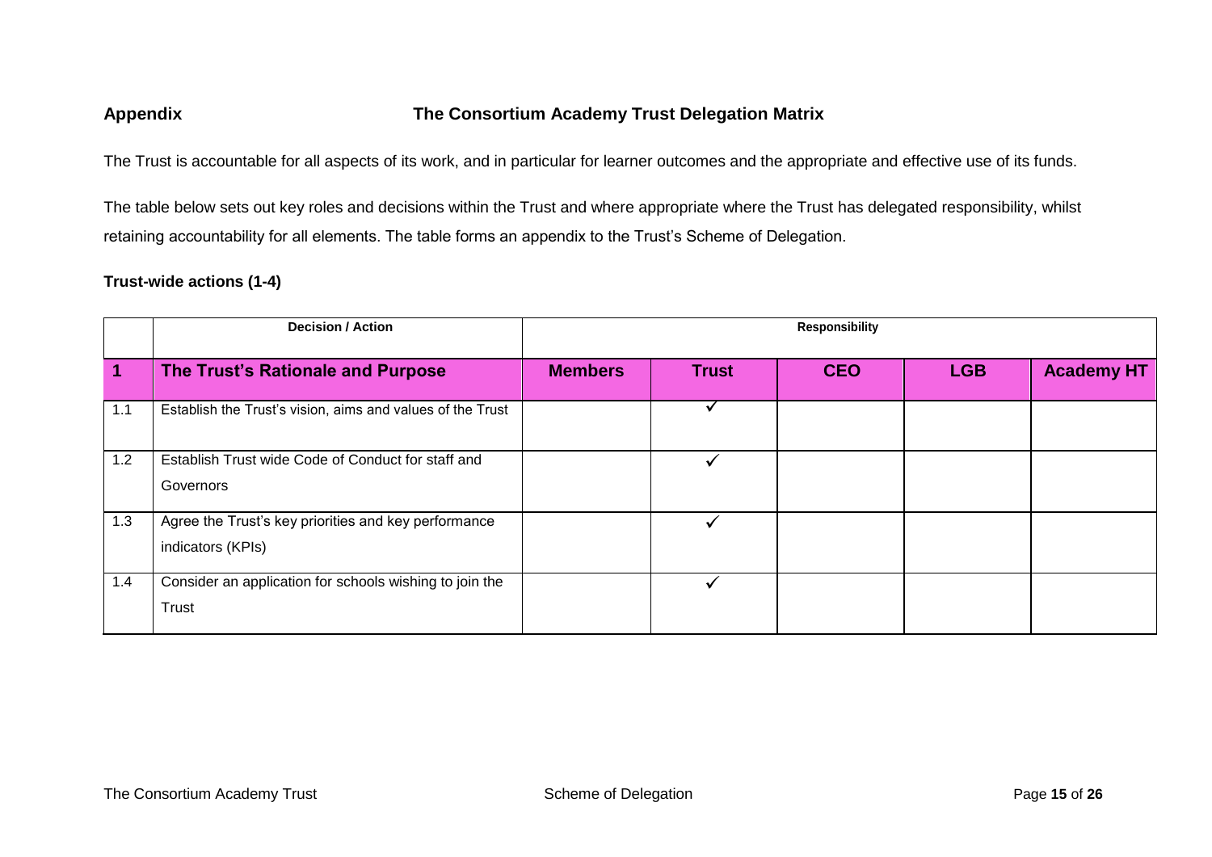**Appendix** **The Consortium Academy Trust Delegation Matrix**

The Trust is accountable for all aspects of its work, and in particular for learner outcomes and the appropriate and effective use of its funds.

The table below sets out key roles and decisions within the Trust and where appropriate where the Trust has delegated responsibility, whilst retaining accountability for all elements. The table forms an appendix to the Trust's Scheme of Delegation.

**Trust-wide actions (1-4)**

| | Decision / Action | Responsibility | | | | |
|---|---|---|---|---|---|---|
| **1** | **The Trust's Rationale and Purpose** | **Members** | **Trust** | **CEO** | **LGB** | **Academy HT** |
| 1.1 | Establish the Trust's vision, aims and values of the Trust | | ✓ | | | |
| 1.2 | Establish Trust wide Code of Conduct for staff and Governors | | ✓ | | | |
| 1.3 | Agree the Trust's key priorities and key performance indicators (KPIs) | | ✓ | | | |
| 1.4 | Consider an application for schools wishing to join the Trust | | ✓ | | | |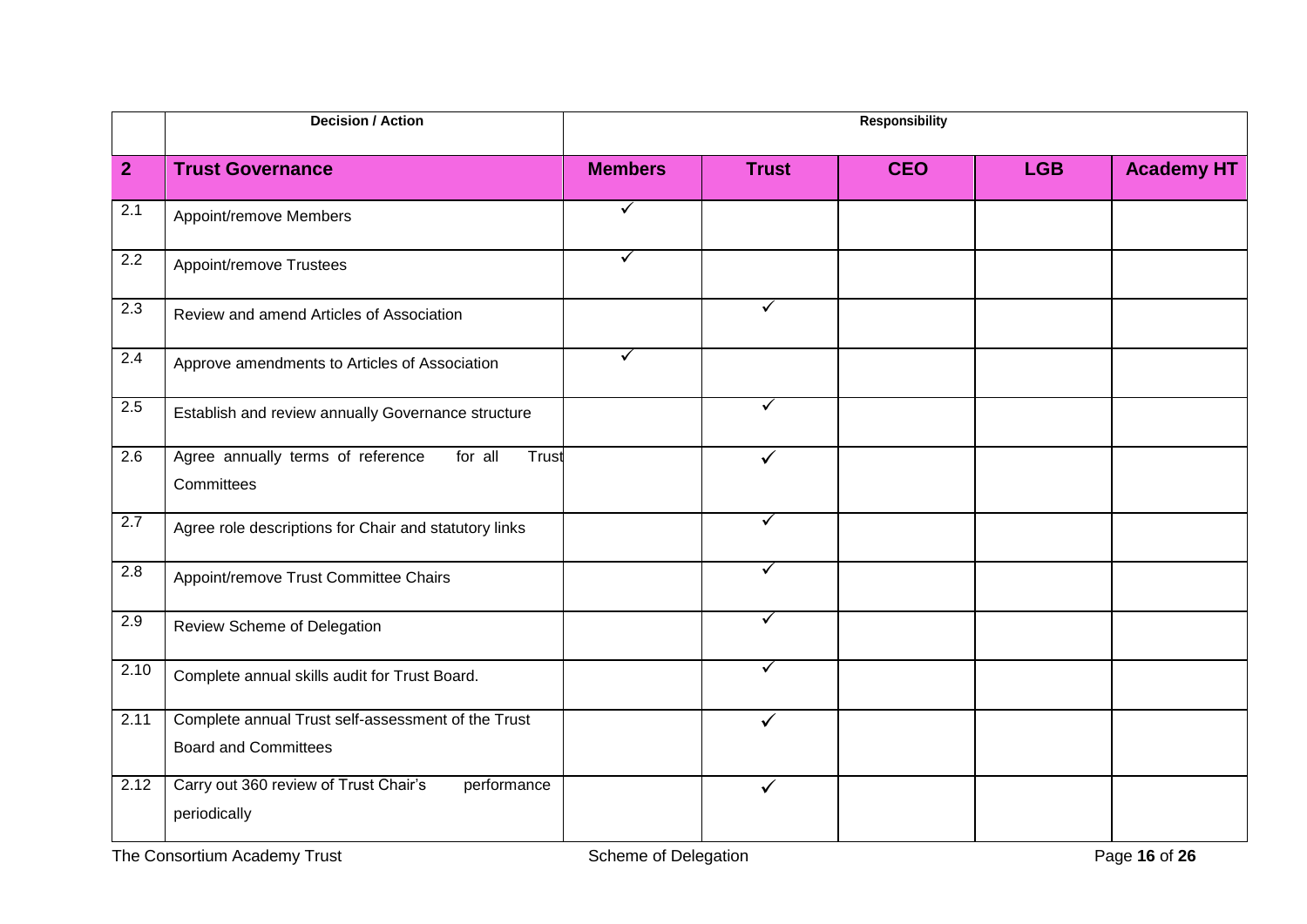| | Decision / Action | Responsibility | | | | |
|---|---|---|---|---|---|---|
| **2** | **Trust Governance** | **Members** | **Trust** | **CEO** | **LGB** | **Academy HT** |
| 2.1 | Appoint/remove Members | ✓ | | | | |
| 2.2 | Appoint/remove Trustees | ✓ | | | | |
| 2.3 | Review and amend Articles of Association | | ✓ | | | |
| 2.4 | Approve amendments to Articles of Association | ✓ | | | | |
| 2.5 | Establish and review annually Governance structure | | ✓ | | | |
| 2.6 | Agree annually terms of reference for all Trust Committees | | ✓ | | | |
| 2.7 | Agree role descriptions for Chair and statutory links | | ✓ | | | |
| 2.8 | Appoint/remove Trust Committee Chairs | | ✓ | | | |
| 2.9 | Review Scheme of Delegation | | ✓ | | | |
| 2.10 | Complete annual skills audit for Trust Board. | | ✓ | | | |
| 2.11 | Complete annual Trust self-assessment of the Trust Board and Committees | | ✓ | | | |
| 2.12 | Carry out 360 review of Trust Chair's performance periodically | | ✓ | | | |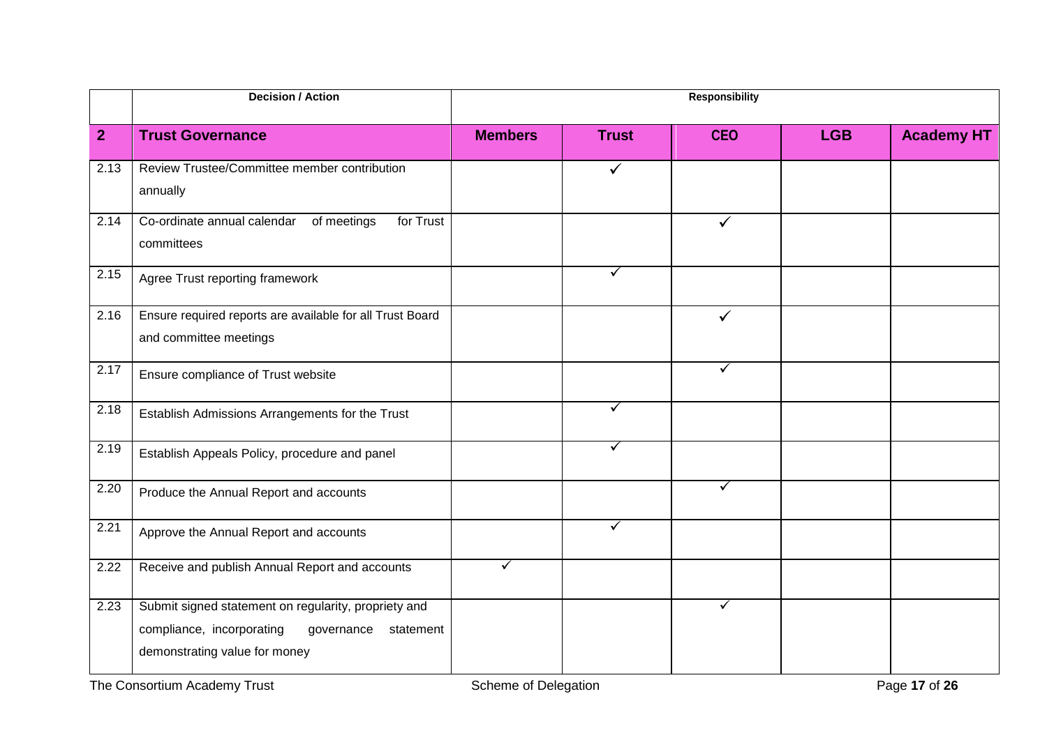| | Decision / Action | Responsibility | | | | |
|---|---|---|---|---|---|---|
| **2** | **Trust Governance** | **Members** | **Trust** | **CEO** | **LGB** | **Academy HT** |
| 2.13 | Review Trustee/Committee member contribution annually | | ✓ | | | |
| 2.14 | Co-ordinate annual calendar of meetings for Trust committees | | | ✓ | | |
| 2.15 | Agree Trust reporting framework | | ✓ | | | |
| 2.16 | Ensure required reports are available for all Trust Board and committee meetings | | | ✓ | | |
| 2.17 | Ensure compliance of Trust website | | | ✓ | | |
| 2.18 | Establish Admissions Arrangements for the Trust | | ✓ | | | |
| 2.19 | Establish Appeals Policy, procedure and panel | | ✓ | | | |
| 2.20 | Produce the Annual Report and accounts | | | ✓ | | |
| 2.21 | Approve the Annual Report and accounts | | ✓ | | | |
| 2.22 | Receive and publish Annual Report and accounts | ✓ | | | | |
| 2.23 | Submit signed statement on regularity, propriety and compliance, incorporating governance statement demonstrating value for money | | | ✓ | | |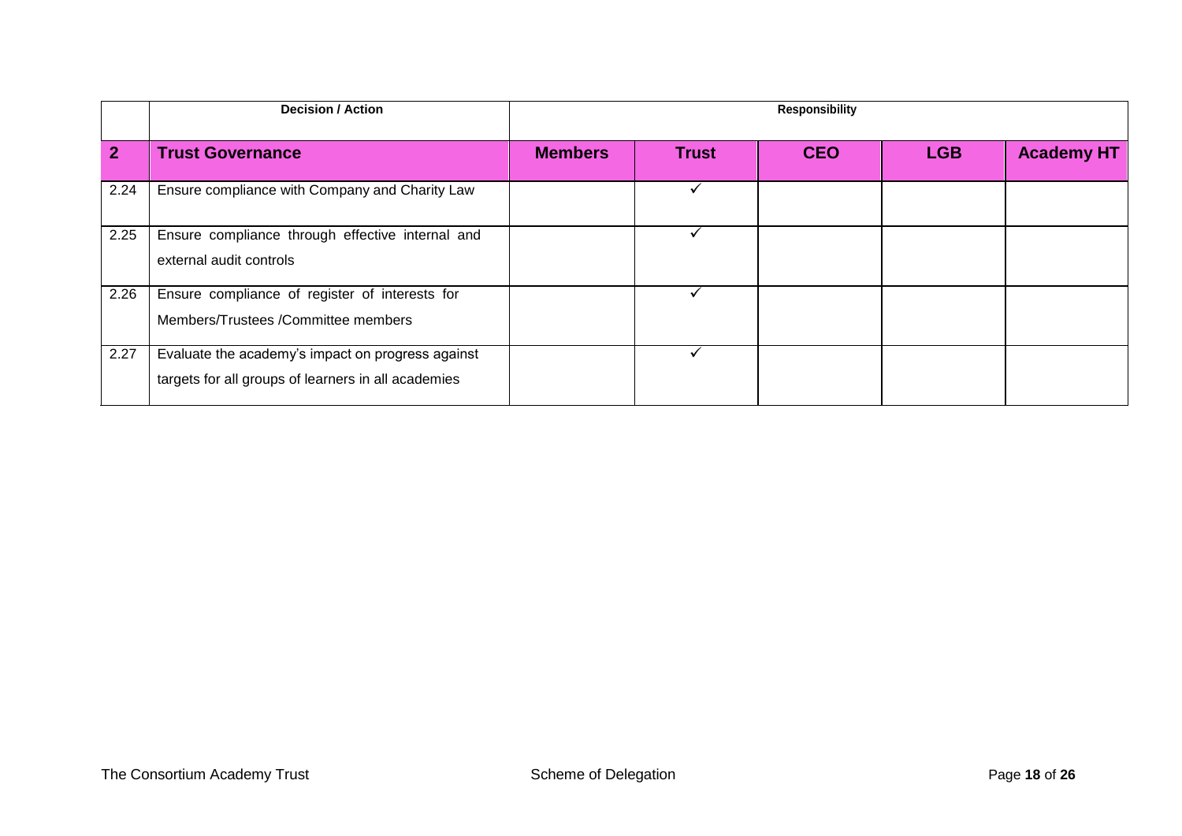| | Decision / Action | Responsibility | | | | |
|---|---|---|---|---|---|---|
| **2** | **Trust Governance** | **Members** | **Trust** | **CEO** | **LGB** | **Academy HT** |
| 2.24 | Ensure compliance with Company and Charity Law | | ✓ | | | |
| 2.25 | Ensure compliance through effective internal and external audit controls | | ✓ | | | |
| 2.26 | Ensure compliance of register of interests for Members/Trustees /Committee members | | ✓ | | | |
| 2.27 | Evaluate the academy's impact on progress against targets for all groups of learners in all academies | | ✓ | | | |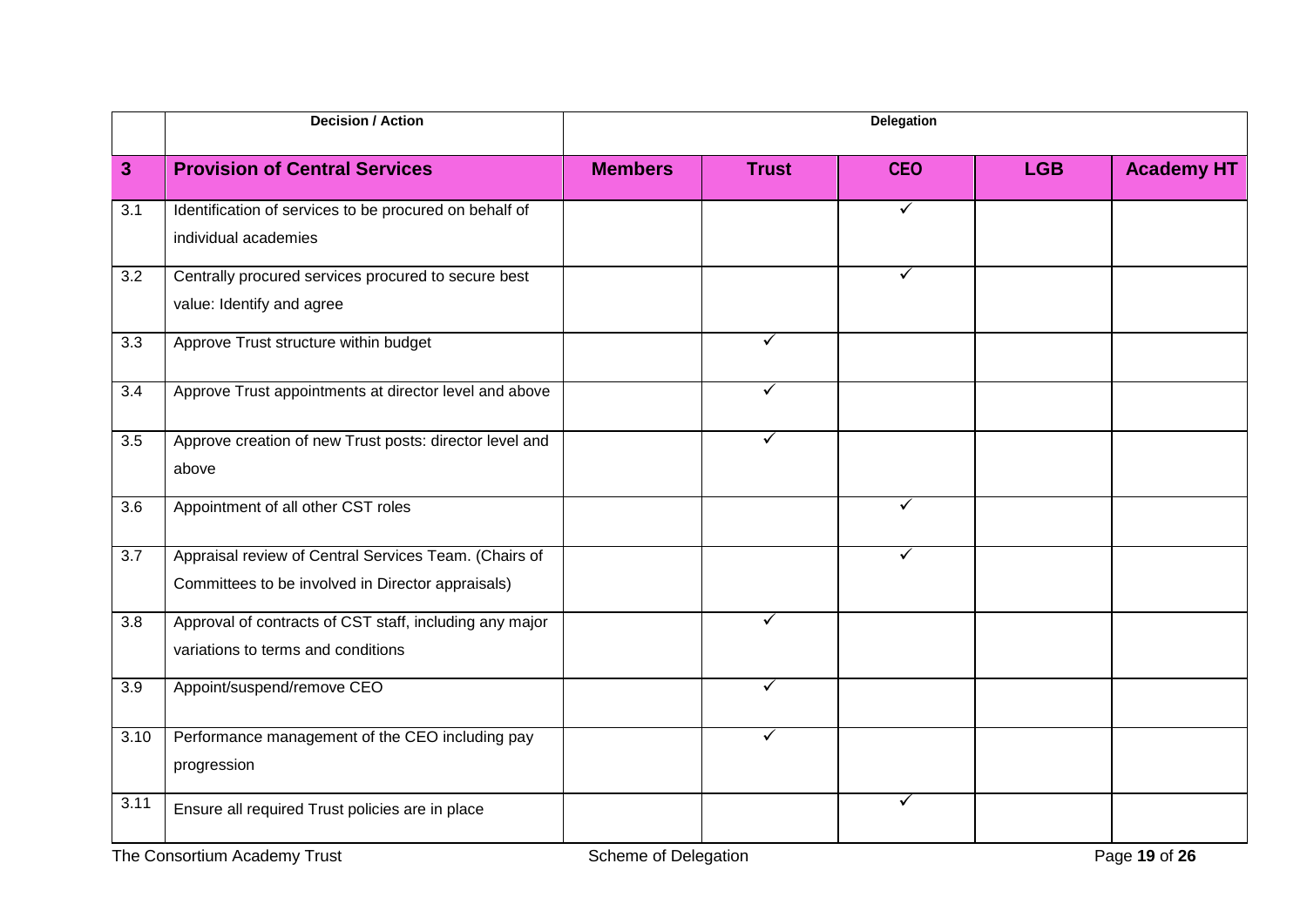| | Decision / Action | Delegation | | | | |
|---|---|---|---|---|---|---|
| **3** | **Provision of Central Services** | **Members** | **Trust** | **CEO** | **LGB** | **Academy HT** |
| 3.1 | Identification of services to be procured on behalf of individual academies | | | ✓ | | |
| 3.2 | Centrally procured services procured to secure best value: Identify and agree | | | ✓ | | |
| 3.3 | Approve Trust structure within budget | | ✓ | | | |
| 3.4 | Approve Trust appointments at director level and above | | ✓ | | | |
| 3.5 | Approve creation of new Trust posts: director level and above | | ✓ | | | |
| 3.6 | Appointment of all other CST roles | | | ✓ | | |
| 3.7 | Appraisal review of Central Services Team. (Chairs of Committees to be involved in Director appraisals) | | | ✓ | | |
| 3.8 | Approval of contracts of CST staff, including any major variations to terms and conditions | | ✓ | | | |
| 3.9 | Appoint/suspend/remove CEO | | ✓ | | | |
| 3.10 | Performance management of the CEO including pay progression | | ✓ | | | |
| 3.11 | Ensure all required Trust policies are in place | | | ✓ | | |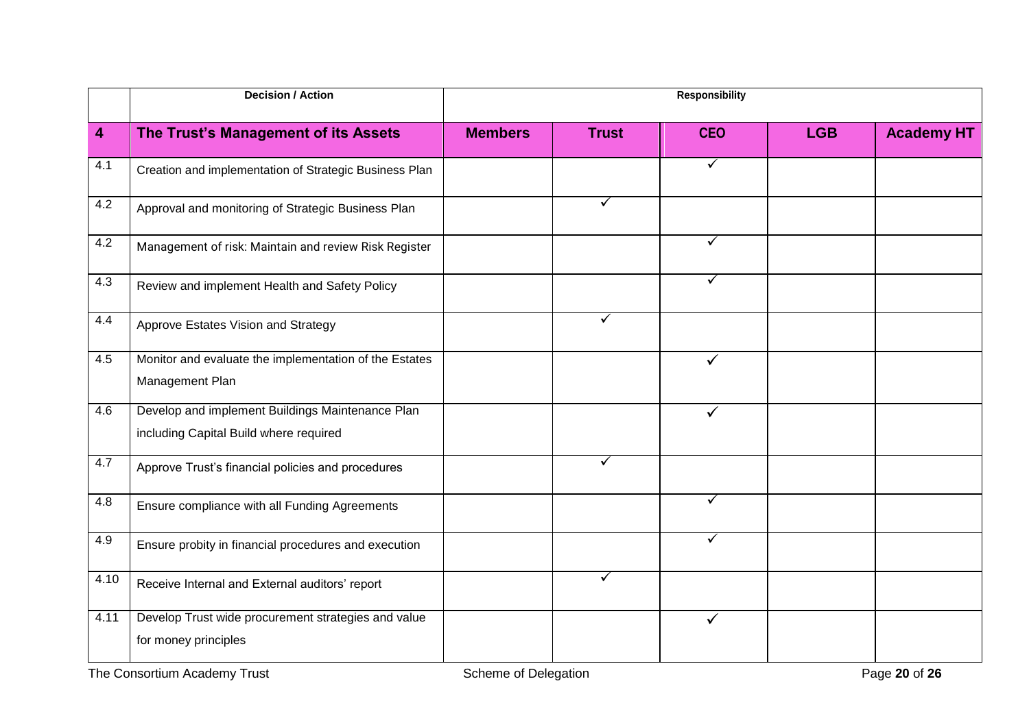| | Decision / Action | Responsibility | | | | |
|---|---|---|---|---|---|---|
| **4** | **The Trust's Management of its Assets** | **Members** | **Trust** | **CEO** | **LGB** | **Academy HT** |
| 4.1 | Creation and implementation of Strategic Business Plan | | | ✓ | | |
| 4.2 | Approval and monitoring of Strategic Business Plan | | ✓ | | | |
| 4.2 | Management of risk: Maintain and review Risk Register | | | ✓ | | |
| 4.3 | Review and implement Health and Safety Policy | | | ✓ | | |
| 4.4 | Approve Estates Vision and Strategy | | ✓ | | | |
| 4.5 | Monitor and evaluate the implementation of the Estates Management Plan | | | ✓ | | |
| 4.6 | Develop and implement Buildings Maintenance Plan including Capital Build where required | | | ✓ | | |
| 4.7 | Approve Trust's financial policies and procedures | | ✓ | | | |
| 4.8 | Ensure compliance with all Funding Agreements | | | ✓ | | |
| 4.9 | Ensure probity in financial procedures and execution | | | ✓ | | |
| 4.10 | Receive Internal and External auditors' report | | ✓ | | | |
| 4.11 | Develop Trust wide procurement strategies and value for money principles | | | ✓ | | |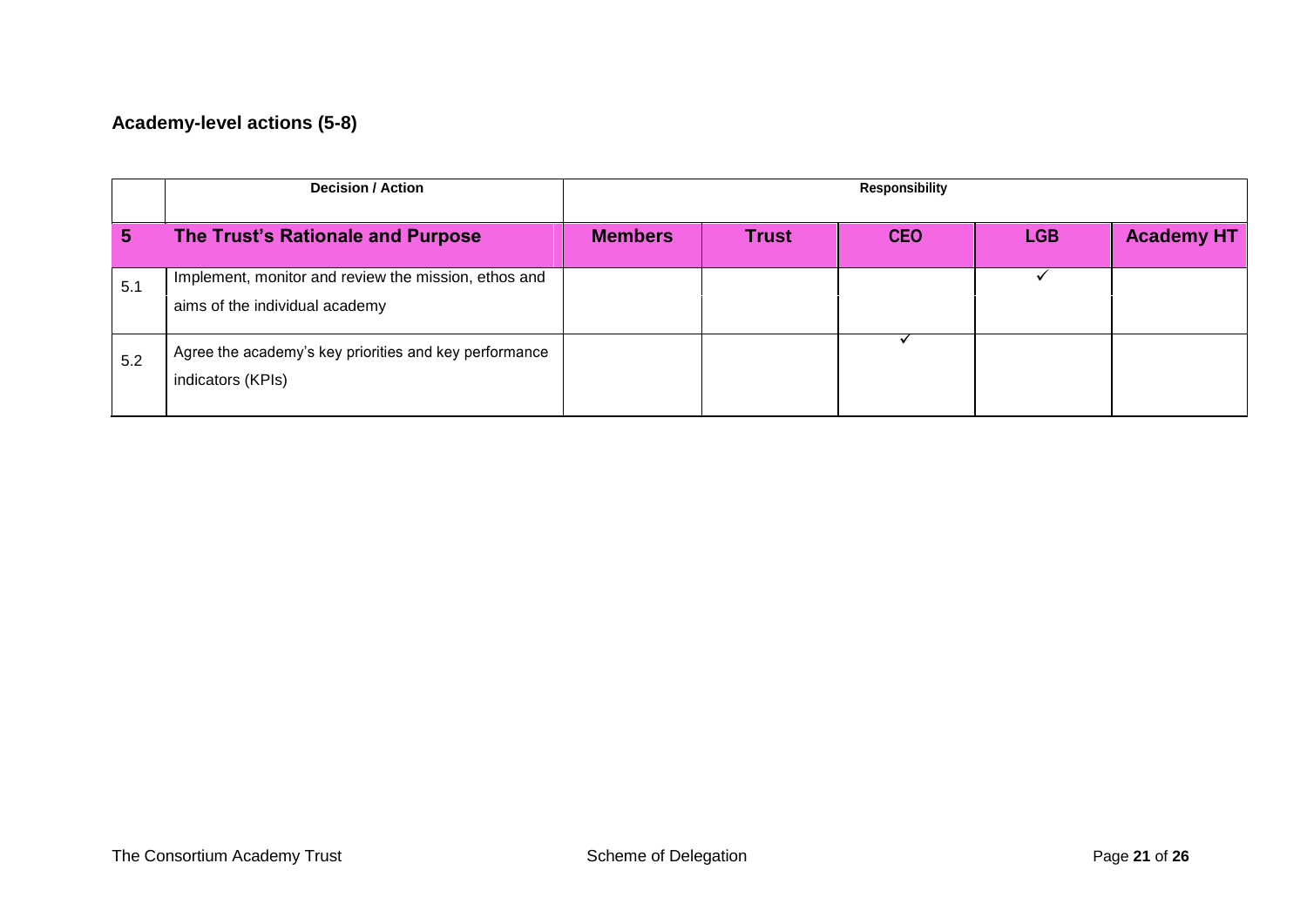### Academy-level actions (5-8)

| | Decision / Action | Responsibility | | | | |
|---|---|---|---|---|---|---|
| **5** | **The Trust's Rationale and Purpose** | **Members** | **Trust** | **CEO** | **LGB** | **Academy HT** |
| 5.1 | Implement, monitor and review the mission, ethos and aims of the individual academy | | | | ✓ | |
| 5.2 | Agree the academy's key priorities and key performance indicators (KPIs) | | | ✓ | | |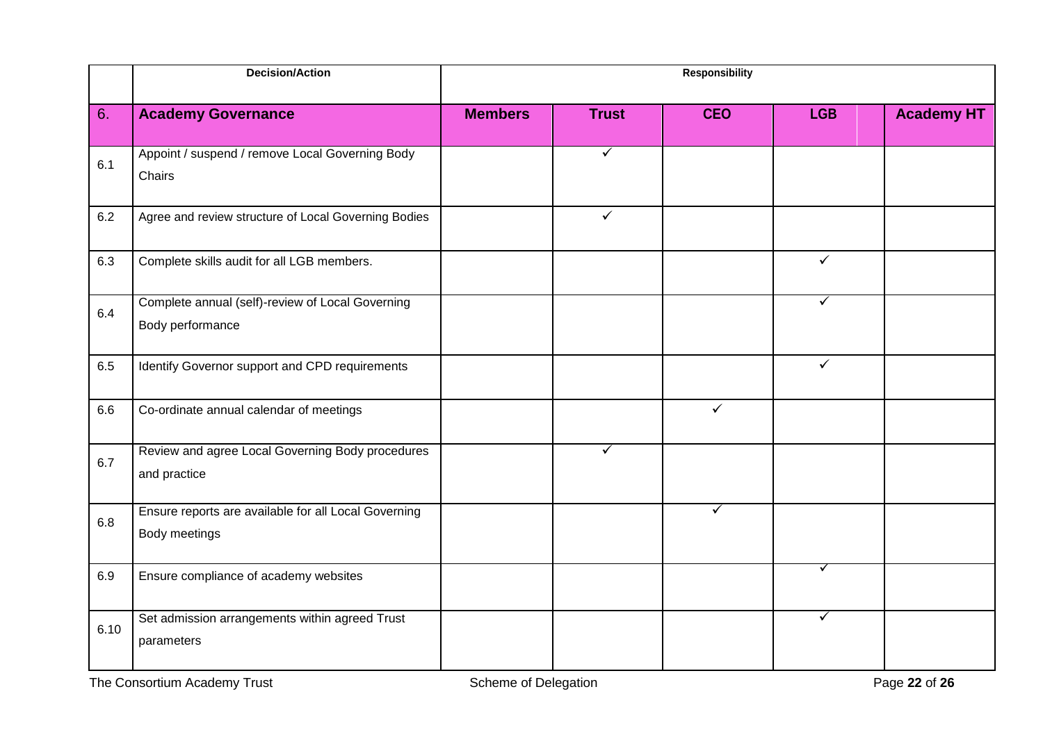| | Decision/Action | Responsibility | | | | |
|---|---|---|---|---|---|---|
| **6.** | **Academy Governance** | **Members** | **Trust** | **CEO** | **LGB** | **Academy HT** |
| 6.1 | Appoint / suspend / remove Local Governing Body Chairs | | ✓ | | | |
| 6.2 | Agree and review structure of Local Governing Bodies | | ✓ | | | |
| 6.3 | Complete skills audit for all LGB members. | | | | ✓ | |
| 6.4 | Complete annual (self)-review of Local Governing Body performance | | | | ✓ | |
| 6.5 | Identify Governor support and CPD requirements | | | | ✓ | |
| 6.6 | Co-ordinate annual calendar of meetings | | | ✓ | | |
| 6.7 | Review and agree Local Governing Body procedures and practice | | ✓ | | | |
| 6.8 | Ensure reports are available for all Local Governing Body meetings | | | ✓ | | |
| 6.9 | Ensure compliance of academy websites | | | | ✓ | |
| 6.10 | Set admission arrangements within agreed Trust parameters | | | | ✓ | |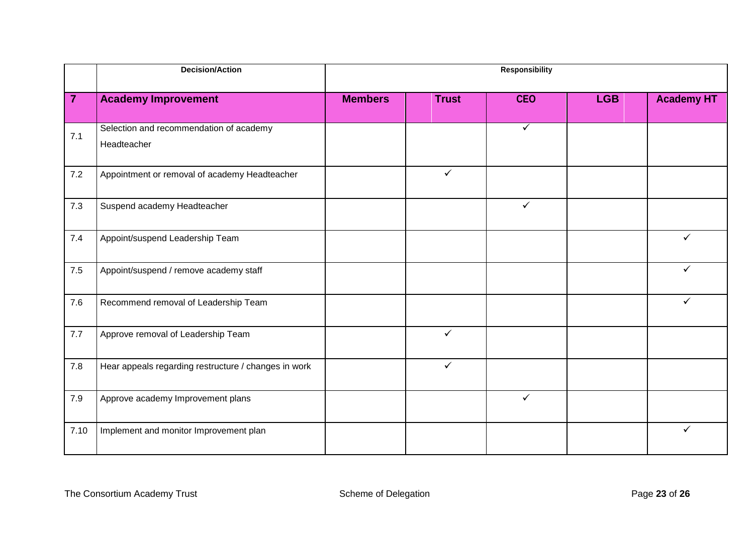| | Decision/Action | Responsibility | | | | |
|---|---|---|---|---|---|---|
| **7** | **Academy Improvement** | **Members** | **Trust** | **CEO** | **LGB** | **Academy HT** |
| 7.1 | Selection and recommendation of academy Headteacher | | | ✓ | | |
| 7.2 | Appointment or removal of academy Headteacher | | ✓ | | | |
| 7.3 | Suspend academy Headteacher | | | ✓ | | |
| 7.4 | Appoint/suspend Leadership Team | | | | | ✓ |
| 7.5 | Appoint/suspend / remove academy staff | | | | | ✓ |
| 7.6 | Recommend removal of Leadership Team | | | | | ✓ |
| 7.7 | Approve removal of Leadership Team | | ✓ | | | |
| 7.8 | Hear appeals regarding restructure / changes in work | | ✓ | | | |
| 7.9 | Approve academy Improvement plans | | | ✓ | | |
| 7.10 | Implement and monitor Improvement plan | | | | | ✓ |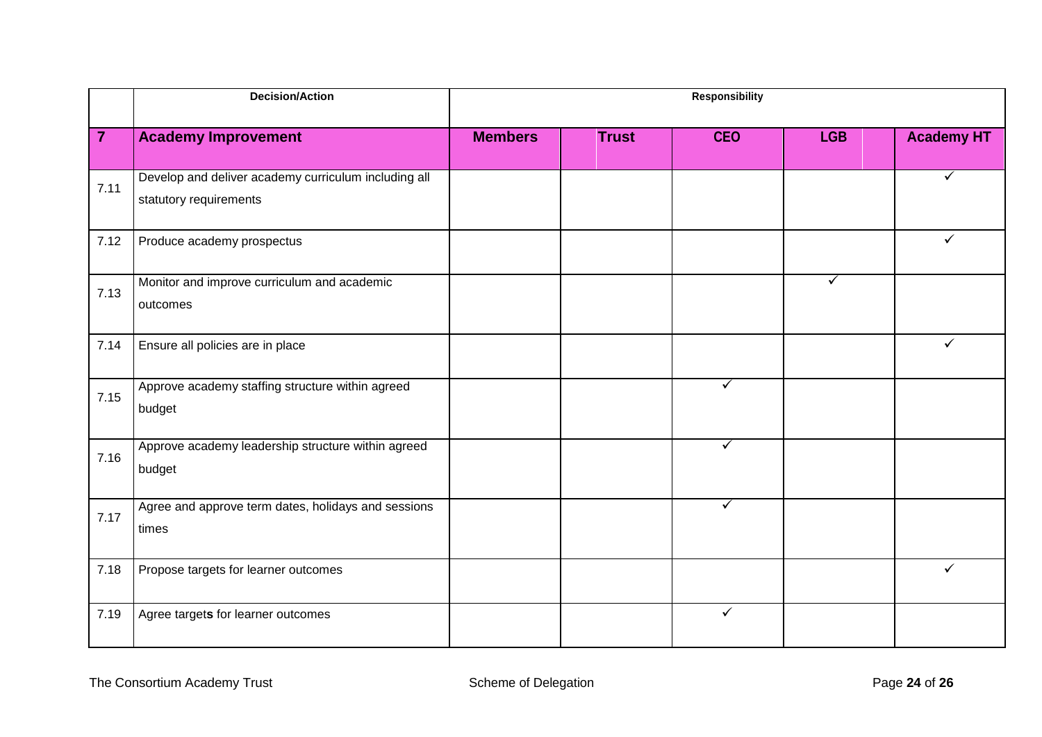| | Decision/Action | Responsibility | | | | |
|---|---|---|---|---|---|---|
| **7** | **Academy Improvement** | **Members** | **Trust** | **CEO** | **LGB** | **Academy HT** |
| 7.11 | Develop and deliver academy curriculum including all statutory requirements | | | | | ✓ |
| 7.12 | Produce academy prospectus | | | | | ✓ |
| 7.13 | Monitor and improve curriculum and academic outcomes | | | | ✓ | |
| 7.14 | Ensure all policies are in place | | | | | ✓ |
| 7.15 | Approve academy staffing structure within agreed budget | | | ✓ | | |
| 7.16 | Approve academy leadership structure within agreed budget | | | ✓ | | |
| 7.17 | Agree and approve term dates, holidays and sessions times | | | ✓ | | |
| 7.18 | Propose targets for learner outcomes | | | | | ✓ |
| 7.19 | Agree target**s** for learner outcomes | | | ✓ | | |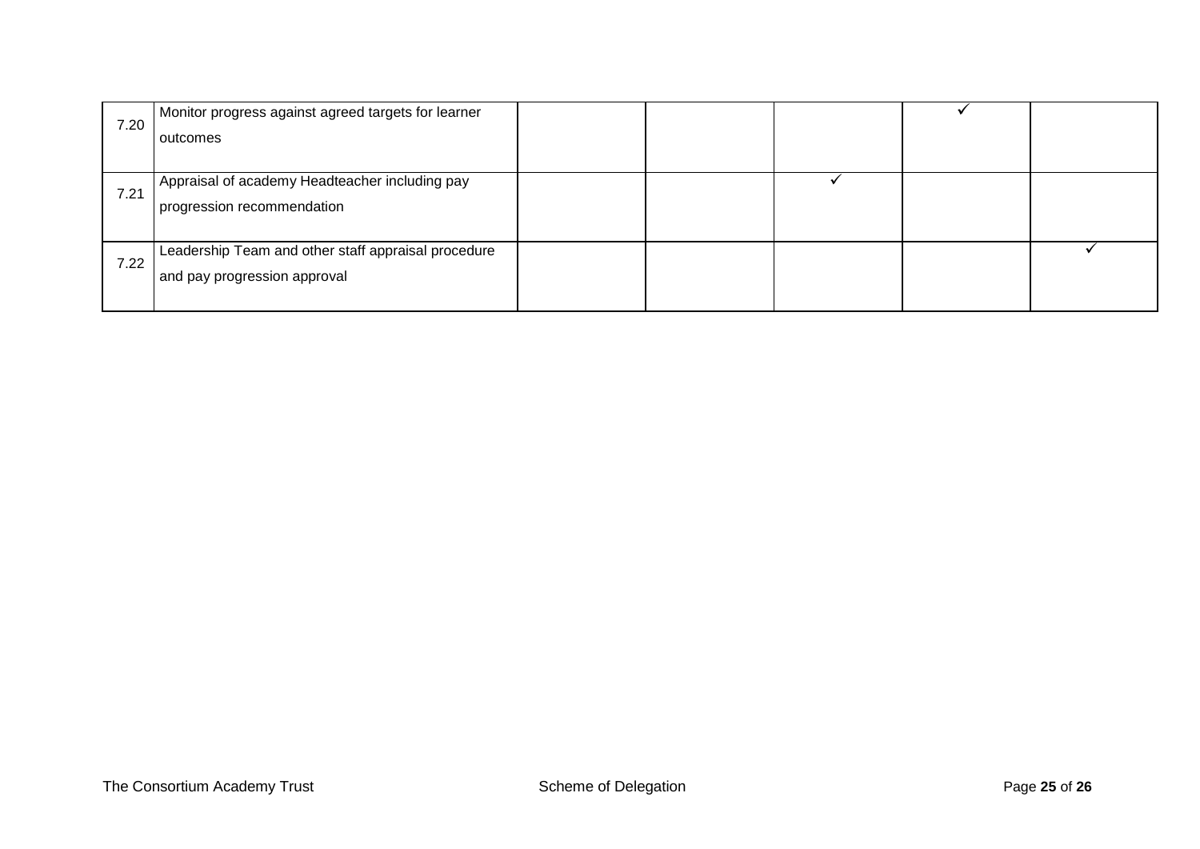| | | | | | | |
|---|---|---|---|---|---|---|
| 7.20 | Monitor progress against agreed targets for learner outcomes | | | | ✓ | |
| 7.21 | Appraisal of academy Headteacher including pay progression recommendation | | | ✓ | | |
| 7.22 | Leadership Team and other staff appraisal procedure and pay progression approval | | | | | ✓ |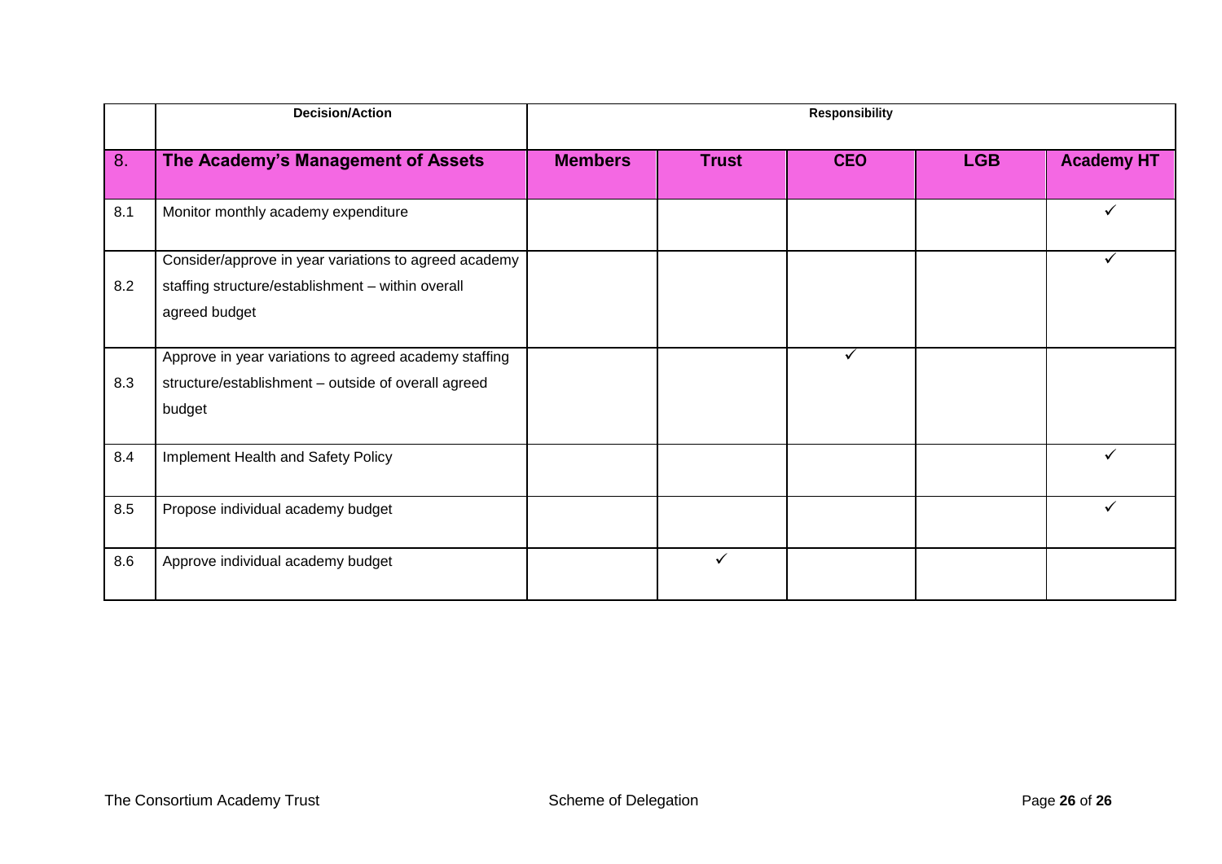| | Decision/Action | Responsibility | | | | |
|---|---|---|---|---|---|---|
| **8.** | **The Academy's Management of Assets** | **Members** | **Trust** | **CEO** | **LGB** | **Academy HT** |
| 8.1 | Monitor monthly academy expenditure | | | | | ✓ |
| 8.2 | Consider/approve in year variations to agreed academy staffing structure/establishment – within overall agreed budget | | | | | ✓ |
| 8.3 | Approve in year variations to agreed academy staffing structure/establishment – outside of overall agreed budget | | | ✓ | | |
| 8.4 | Implement Health and Safety Policy | | | | | ✓ |
| 8.5 | Propose individual academy budget | | | | | ✓ |
| 8.6 | Approve individual academy budget | | ✓ | | | |